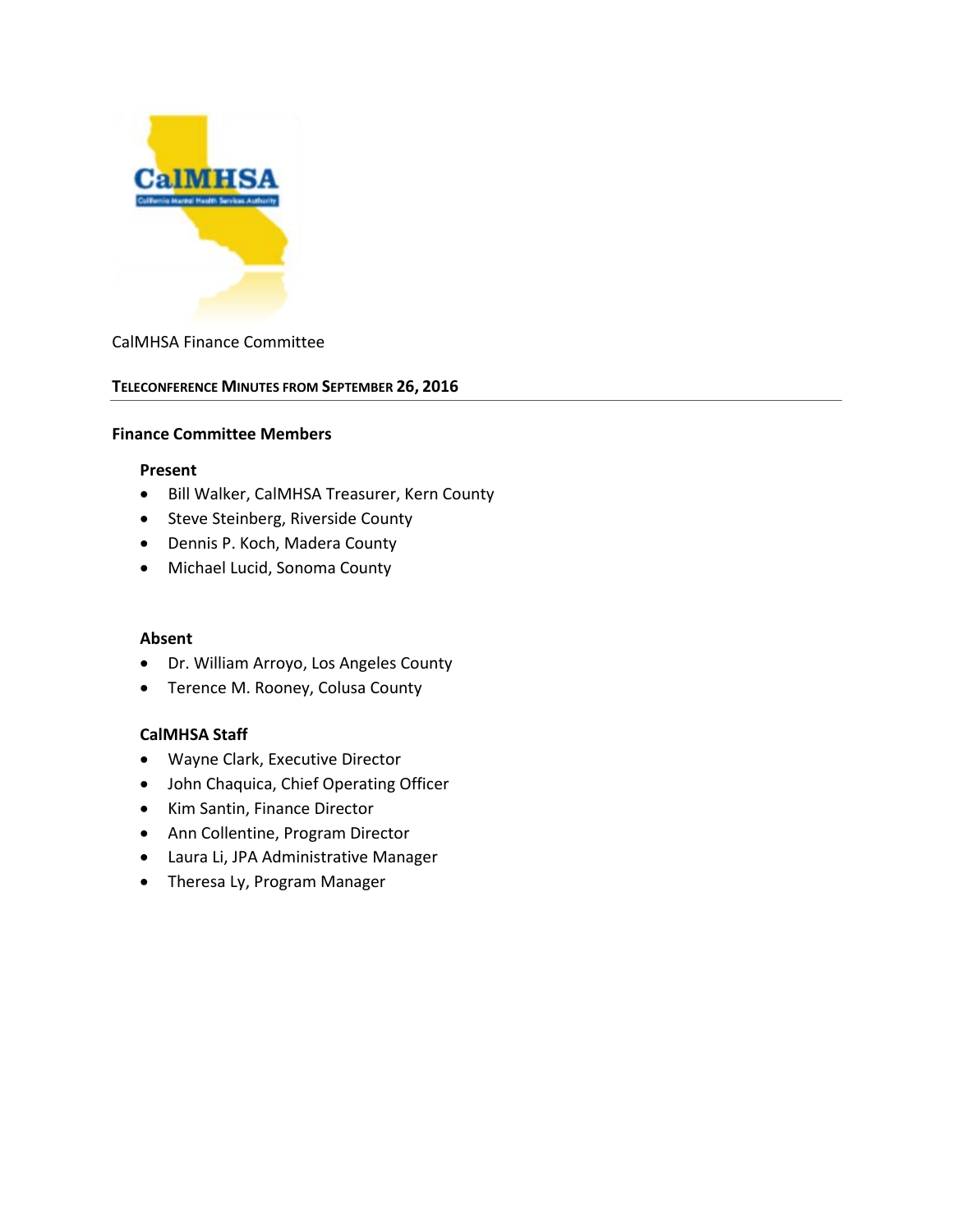CalMHSA Finance Committee

**TELECONFERENCE MINUTES FROM SEPTEMBER 26, 2016**

---

### Finance Committee Members

#### Present

- Bill Walker, CalMHSA Treasurer, Kern County
- Steve Steinberg, Riverside County
- Dennis P. Koch, Madera County
- Michael Lucid, Sonoma County

#### Absent

- Dr. William Arroyo, Los Angeles County
- Terence M. Rooney, Colusa County

#### CalMHSA Staff

- Wayne Clark, Executive Director
- John Chaquica, Chief Operating Officer
- Kim Santin, Finance Director
- Ann Collentine, Program Director
- Laura Li, JPA Administrative Manager
- Theresa Ly, Program Manager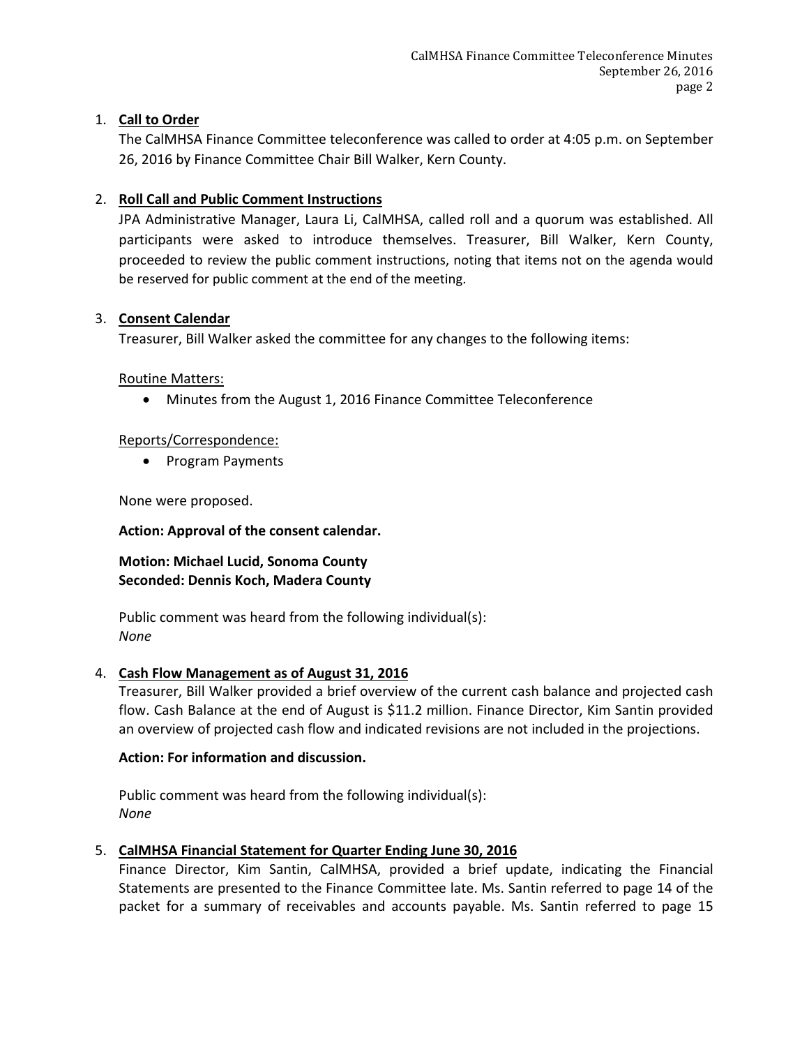1. **Call to Order**

   The CalMHSA Finance Committee teleconference was called to order at 4:05 p.m. on September 26, 2016 by Finance Committee Chair Bill Walker, Kern County.

2. **Roll Call and Public Comment Instructions**

   JPA Administrative Manager, Laura Li, CalMHSA, called roll and a quorum was established. All participants were asked to introduce themselves. Treasurer, Bill Walker, Kern County, proceeded to review the public comment instructions, noting that items not on the agenda would be reserved for public comment at the end of the meeting.

3. **Consent Calendar**

   Treasurer, Bill Walker asked the committee for any changes to the following items:

   Routine Matters:

   - Minutes from the August 1, 2016 Finance Committee Teleconference

   Reports/Correspondence:

   - Program Payments

   None were proposed.

   **Action: Approval of the consent calendar.**

   **Motion: Michael Lucid, Sonoma County**
   **Seconded: Dennis Koch, Madera County**

   Public comment was heard from the following individual(s):
   *None*

4. **Cash Flow Management as of August 31, 2016**

   Treasurer, Bill Walker provided a brief overview of the current cash balance and projected cash flow. Cash Balance at the end of August is $11.2 million. Finance Director, Kim Santin provided an overview of projected cash flow and indicated revisions are not included in the projections.

   **Action: For information and discussion.**

   Public comment was heard from the following individual(s):
   *None*

5. **CalMHSA Financial Statement for Quarter Ending June 30, 2016**

   Finance Director, Kim Santin, CalMHSA, provided a brief update, indicating the Financial Statements are presented to the Finance Committee late. Ms. Santin referred to page 14 of the packet for a summary of receivables and accounts payable. Ms. Santin referred to page 15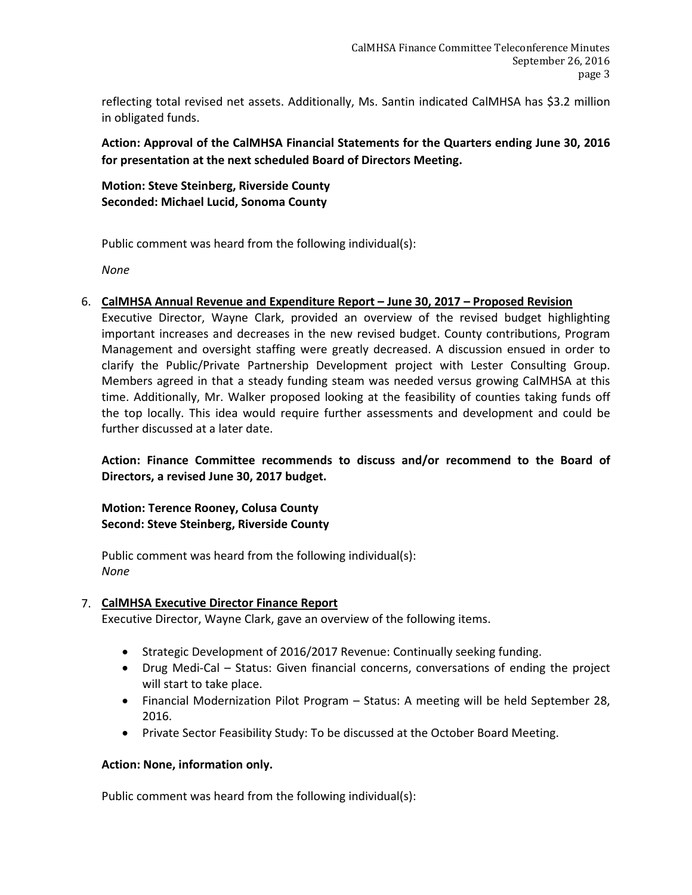reflecting total revised net assets. Additionally, Ms. Santin indicated CalMHSA has $3.2 million in obligated funds.

**Action: Approval of the CalMHSA Financial Statements for the Quarters ending June 30, 2016 for presentation at the next scheduled Board of Directors Meeting.**

**Motion: Steve Steinberg, Riverside County**
**Seconded: Michael Lucid, Sonoma County**

Public comment was heard from the following individual(s):

*None*

6. **CalMHSA Annual Revenue and Expenditure Report – June 30, 2017 – Proposed Revision**
   Executive Director, Wayne Clark, provided an overview of the revised budget highlighting important increases and decreases in the new revised budget. County contributions, Program Management and oversight staffing were greatly decreased. A discussion ensued in order to clarify the Public/Private Partnership Development project with Lester Consulting Group. Members agreed in that a steady funding steam was needed versus growing CalMHSA at this time. Additionally, Mr. Walker proposed looking at the feasibility of counties taking funds off the top locally. This idea would require further assessments and development and could be further discussed at a later date.

   **Action: Finance Committee recommends to discuss and/or recommend to the Board of Directors, a revised June 30, 2017 budget.**

   **Motion: Terence Rooney, Colusa County**
   **Second: Steve Steinberg, Riverside County**

   Public comment was heard from the following individual(s):
   *None*

7. **CalMHSA Executive Director Finance Report**
   Executive Director, Wayne Clark, gave an overview of the following items.

   - Strategic Development of 2016/2017 Revenue: Continually seeking funding.
   - Drug Medi-Cal – Status: Given financial concerns, conversations of ending the project will start to take place.
   - Financial Modernization Pilot Program – Status: A meeting will be held September 28, 2016.
   - Private Sector Feasibility Study: To be discussed at the October Board Meeting.

   **Action: None, information only.**

   Public comment was heard from the following individual(s):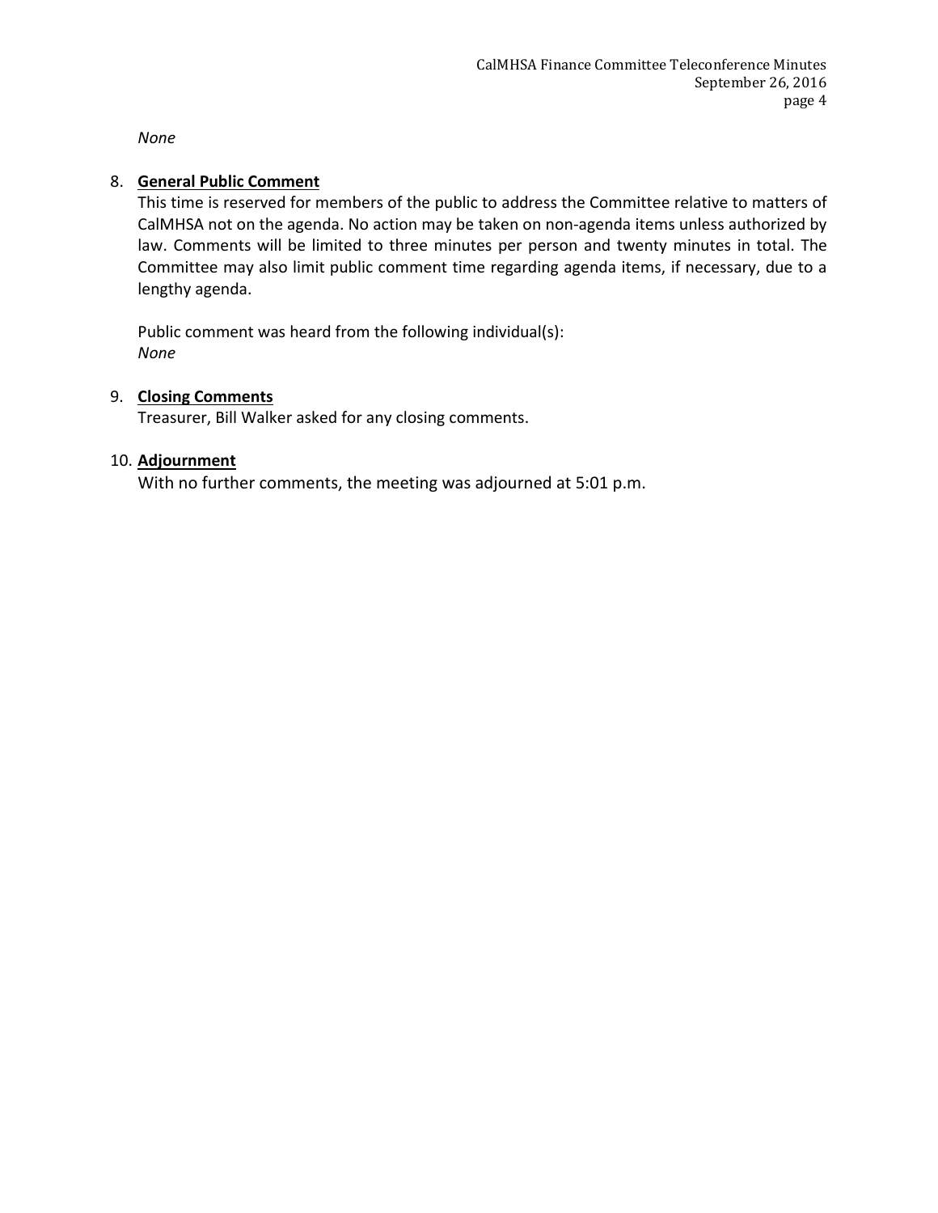*None*

8. **General Public Comment**

   This time is reserved for members of the public to address the Committee relative to matters of CalMHSA not on the agenda. No action may be taken on non-agenda items unless authorized by law. Comments will be limited to three minutes per person and twenty minutes in total. The Committee may also limit public comment time regarding agenda items, if necessary, due to a lengthy agenda.

   Public comment was heard from the following individual(s):
   *None*

9. **Closing Comments**

   Treasurer, Bill Walker asked for any closing comments.

10. **Adjournment**

    With no further comments, the meeting was adjourned at 5:01 p.m.